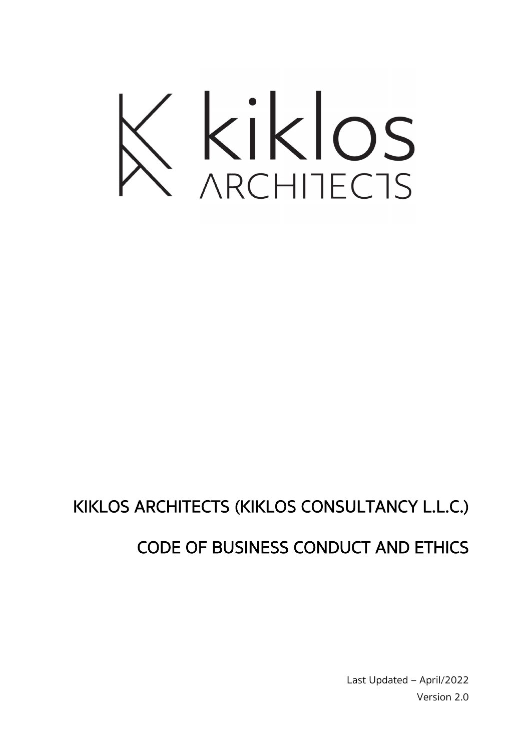kiklos ARCHITECTS

# KIKLOS ARCHITECTS (KIKLOS CONSULTANCY L.L.C.)

# CODE OF BUSINESS CONDUCT AND ETHICS

Last Updated – April/2022

Version 2.0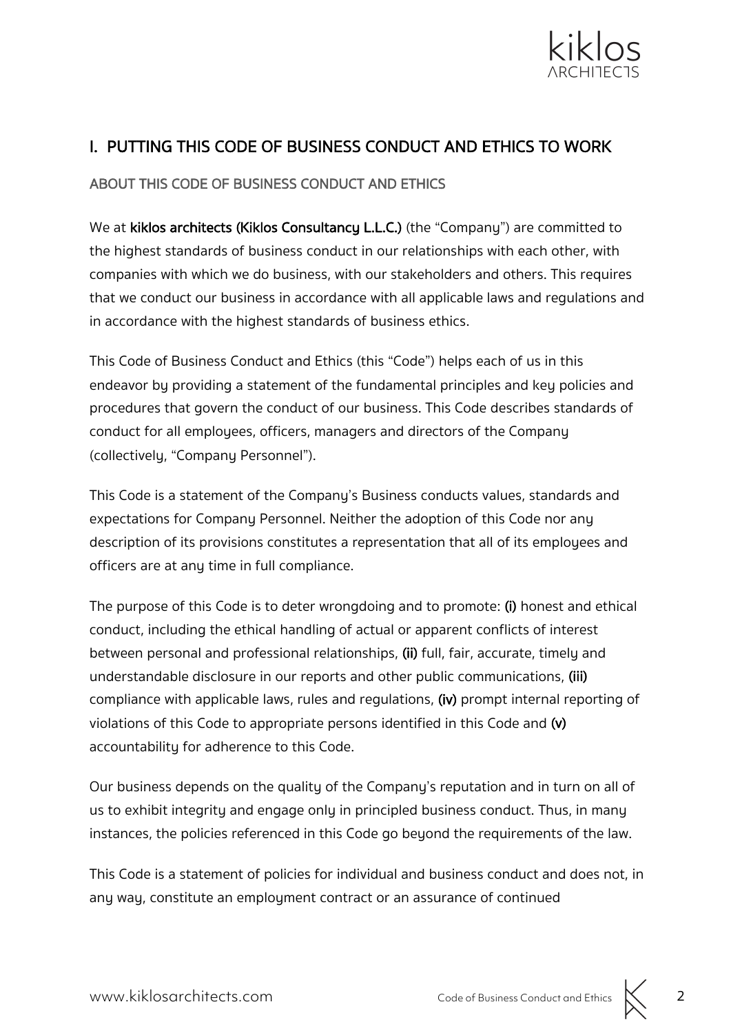## I. PUTTING THIS CODE OF BUSINESS CONDUCT AND ETHICS TO WORK

### ABOUT THIS CODE OF BUSINESS CONDUCT AND ETHICS

We at **kiklos architects (Kiklos Consultancy L.L.C.)** (the "Company") are committed to the highest standards of business conduct in our relationships with each other, with companies with which we do business, with our stakeholders and others. This requires that we conduct our business in accordance with all applicable laws and regulations and in accordance with the highest standards of business ethics.

This Code of Business Conduct and Ethics (this "Code") helps each of us in this endeavor by providing a statement of the fundamental principles and key policies and procedures that govern the conduct of our business. This Code describes standards of conduct for all employees, officers, managers and directors of the Company (collectively, "Company Personnel").

This Code is a statement of the Company's Business conducts values, standards and expectations for Company Personnel. Neither the adoption of this Code nor any description of its provisions constitutes a representation that all of its employees and officers are at any time in full compliance.

The purpose of this Code is to deter wrongdoing and to promote: **(i)** honest and ethical conduct, including the ethical handling of actual or apparent conflicts of interest between personal and professional relationships, **(ii)** full, fair, accurate, timely and understandable disclosure in our reports and other public communications, **(iii)** compliance with applicable laws, rules and regulations, **(iv)** prompt internal reporting of violations of this Code to appropriate persons identified in this Code and **(v)** accountability for adherence to this Code.

Our business depends on the quality of the Company's reputation and in turn on all of us to exhibit integrity and engage only in principled business conduct. Thus, in many instances, the policies referenced in this Code go beyond the requirements of the law.

This Code is a statement of policies for individual and business conduct and does not, in any way, constitute an employment contract or an assurance of continued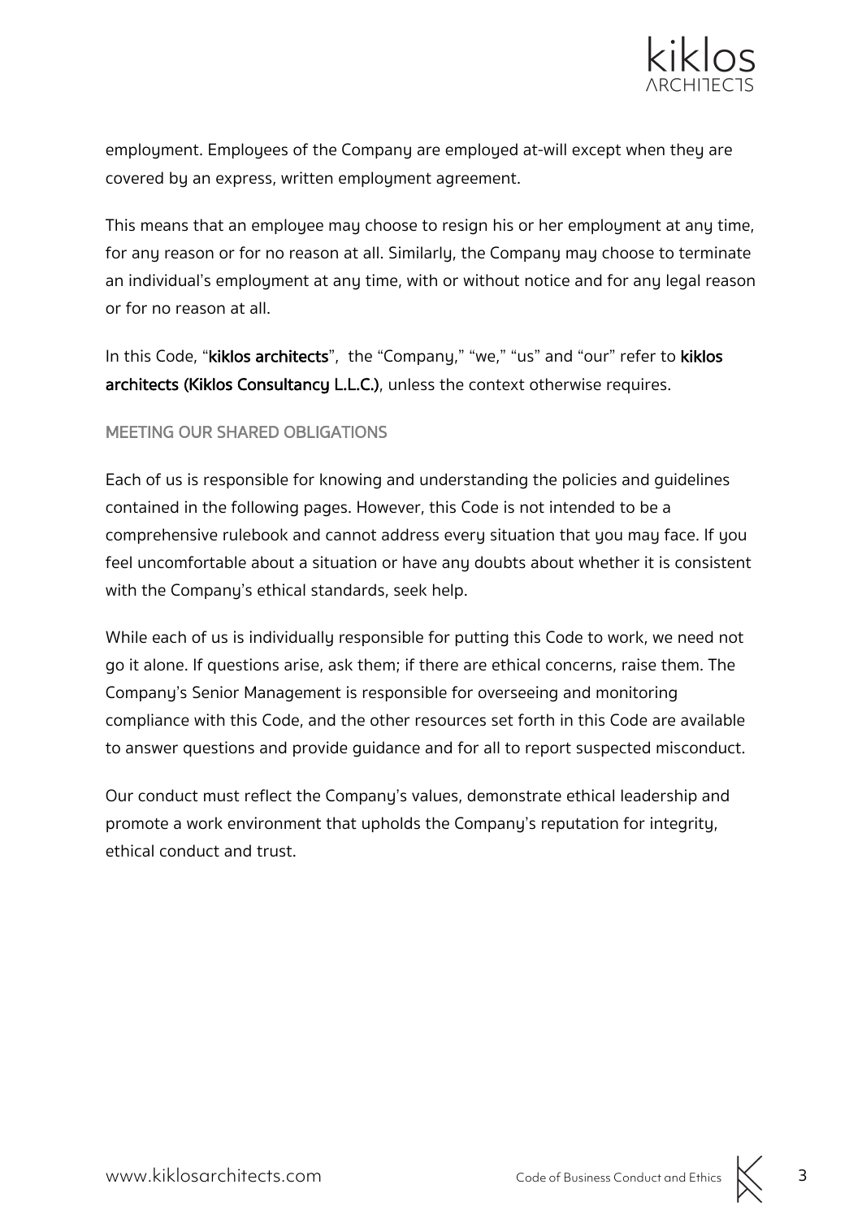employment. Employees of the Company are employed at-will except when they are covered by an express, written employment agreement.

This means that an employee may choose to resign his or her employment at any time, for any reason or for no reason at all. Similarly, the Company may choose to terminate an individual's employment at any time, with or without notice and for any legal reason or for no reason at all.

In this Code, "**kiklos architects**", the "Company," "we," "us" and "our" refer to **kiklos architects (Kiklos Consultancy L.L.C.)**, unless the context otherwise requires.

## MEETING OUR SHARED OBLIGATIONS

Each of us is responsible for knowing and understanding the policies and guidelines contained in the following pages. However, this Code is not intended to be a comprehensive rulebook and cannot address every situation that you may face. If you feel uncomfortable about a situation or have any doubts about whether it is consistent with the Company's ethical standards, seek help.

While each of us is individually responsible for putting this Code to work, we need not go it alone. If questions arise, ask them; if there are ethical concerns, raise them. The Company's Senior Management is responsible for overseeing and monitoring compliance with this Code, and the other resources set forth in this Code are available to answer questions and provide guidance and for all to report suspected misconduct.

Our conduct must reflect the Company's values, demonstrate ethical leadership and promote a work environment that upholds the Company's reputation for integrity, ethical conduct and trust.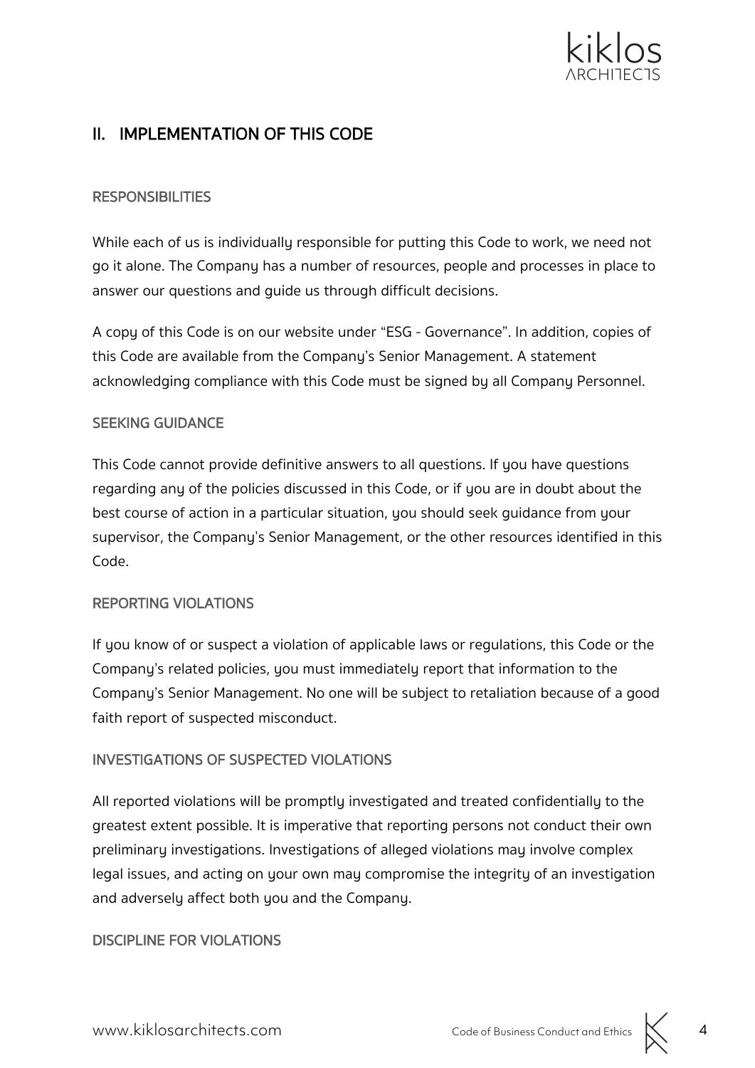## II. IMPLEMENTATION OF THIS CODE

### RESPONSIBILITIES

While each of us is individually responsible for putting this Code to work, we need not go it alone. The Company has a number of resources, people and processes in place to answer our questions and guide us through difficult decisions.

A copy of this Code is on our website under "ESG - Governance". In addition, copies of this Code are available from the Company's Senior Management. A statement acknowledging compliance with this Code must be signed by all Company Personnel.

### SEEKING GUIDANCE

This Code cannot provide definitive answers to all questions. If you have questions regarding any of the policies discussed in this Code, or if you are in doubt about the best course of action in a particular situation, you should seek guidance from your supervisor, the Company's Senior Management, or the other resources identified in this Code.

### REPORTING VIOLATIONS

If you know of or suspect a violation of applicable laws or regulations, this Code or the Company's related policies, you must immediately report that information to the Company's Senior Management. No one will be subject to retaliation because of a good faith report of suspected misconduct.

### INVESTIGATIONS OF SUSPECTED VIOLATIONS

All reported violations will be promptly investigated and treated confidentially to the greatest extent possible. It is imperative that reporting persons not conduct their own preliminary investigations. Investigations of alleged violations may involve complex legal issues, and acting on your own may compromise the integrity of an investigation and adversely affect both you and the Company.

### DISCIPLINE FOR VIOLATIONS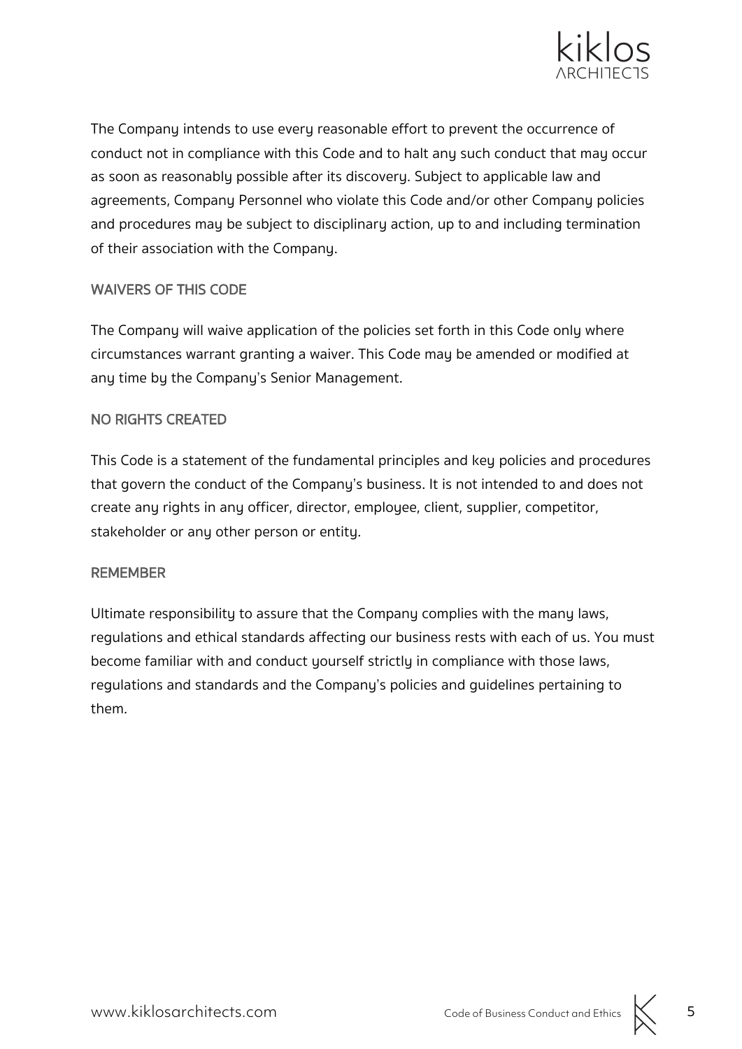The Company intends to use every reasonable effort to prevent the occurrence of conduct not in compliance with this Code and to halt any such conduct that may occur as soon as reasonably possible after its discovery. Subject to applicable law and agreements, Company Personnel who violate this Code and/or other Company policies and procedures may be subject to disciplinary action, up to and including termination of their association with the Company.

## WAIVERS OF THIS CODE

The Company will waive application of the policies set forth in this Code only where circumstances warrant granting a waiver. This Code may be amended or modified at any time by the Company's Senior Management.

## NO RIGHTS CREATED

This Code is a statement of the fundamental principles and key policies and procedures that govern the conduct of the Company's business. It is not intended to and does not create any rights in any officer, director, employee, client, supplier, competitor, stakeholder or any other person or entity.

## REMEMBER

Ultimate responsibility to assure that the Company complies with the many laws, regulations and ethical standards affecting our business rests with each of us. You must become familiar with and conduct yourself strictly in compliance with those laws, regulations and standards and the Company's policies and guidelines pertaining to them.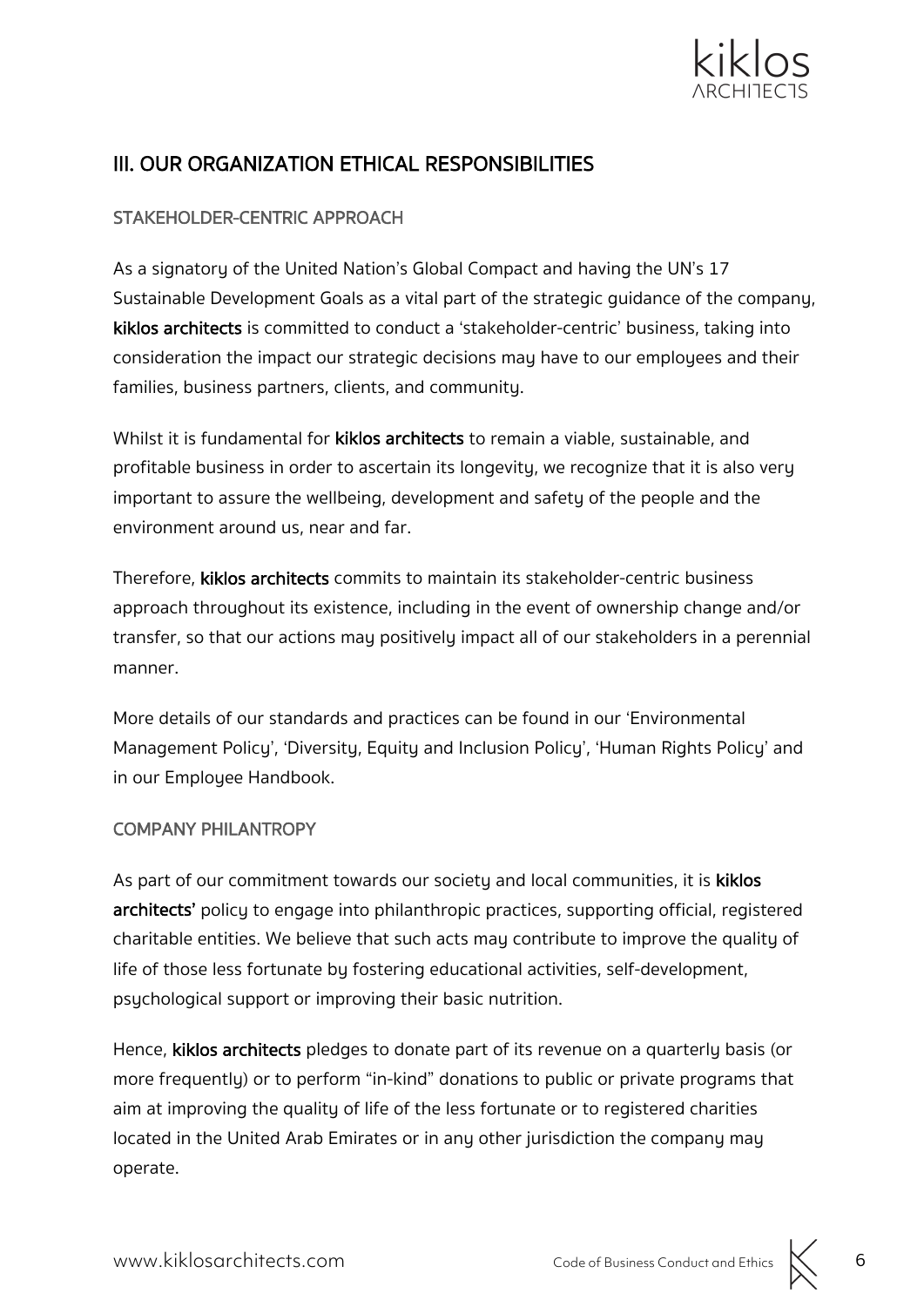## III. OUR ORGANIZATION ETHICAL RESPONSIBILITIES

### STAKEHOLDER-CENTRIC APPROACH

As a signatory of the United Nation's Global Compact and having the UN's 17 Sustainable Development Goals as a vital part of the strategic guidance of the company, **kiklos architects** is committed to conduct a 'stakeholder-centric' business, taking into consideration the impact our strategic decisions may have to our employees and their families, business partners, clients, and community.

Whilst it is fundamental for **kiklos architects** to remain a viable, sustainable, and profitable business in order to ascertain its longevity, we recognize that it is also very important to assure the wellbeing, development and safety of the people and the environment around us, near and far.

Therefore, **kiklos architects** commits to maintain its stakeholder-centric business approach throughout its existence, including in the event of ownership change and/or transfer, so that our actions may positively impact all of our stakeholders in a perennial manner.

More details of our standards and practices can be found in our 'Environmental Management Policy', 'Diversity, Equity and Inclusion Policy', 'Human Rights Policy' and in our Employee Handbook.

### COMPANY PHILANTROPY

As part of our commitment towards our society and local communities, it is **kiklos architects'** policy to engage into philanthropic practices, supporting official, registered charitable entities. We believe that such acts may contribute to improve the quality of life of those less fortunate by fostering educational activities, self-development, psychological support or improving their basic nutrition.

Hence, **kiklos architects** pledges to donate part of its revenue on a quarterly basis (or more frequently) or to perform "in-kind" donations to public or private programs that aim at improving the quality of life of the less fortunate or to registered charities located in the United Arab Emirates or in any other jurisdiction the company may operate.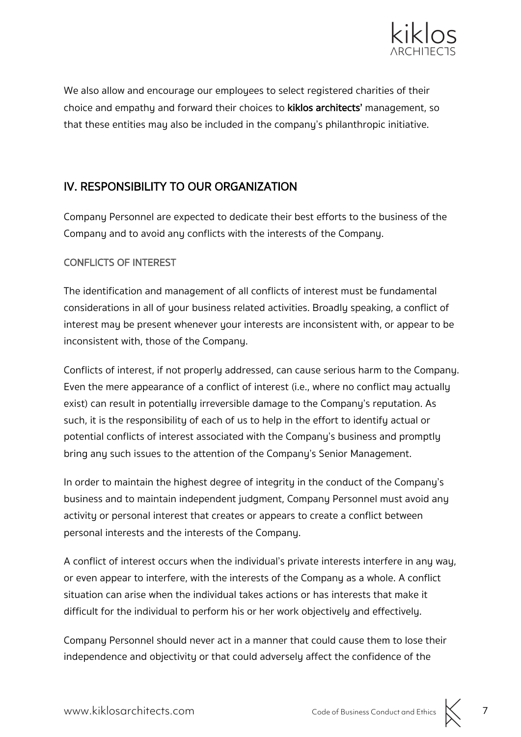We also allow and encourage our employees to select registered charities of their choice and empathy and forward their choices to **kiklos architects'** management, so that these entities may also be included in the company's philanthropic initiative.

## IV. RESPONSIBILITY TO OUR ORGANIZATION

Company Personnel are expected to dedicate their best efforts to the business of the Company and to avoid any conflicts with the interests of the Company.

### CONFLICTS OF INTEREST

The identification and management of all conflicts of interest must be fundamental considerations in all of your business related activities. Broadly speaking, a conflict of interest may be present whenever your interests are inconsistent with, or appear to be inconsistent with, those of the Company.

Conflicts of interest, if not properly addressed, can cause serious harm to the Company. Even the mere appearance of a conflict of interest (i.e., where no conflict may actually exist) can result in potentially irreversible damage to the Company's reputation. As such, it is the responsibility of each of us to help in the effort to identify actual or potential conflicts of interest associated with the Company's business and promptly bring any such issues to the attention of the Company's Senior Management.

In order to maintain the highest degree of integrity in the conduct of the Company's business and to maintain independent judgment, Company Personnel must avoid any activity or personal interest that creates or appears to create a conflict between personal interests and the interests of the Company.

A conflict of interest occurs when the individual's private interests interfere in any way, or even appear to interfere, with the interests of the Company as a whole. A conflict situation can arise when the individual takes actions or has interests that make it difficult for the individual to perform his or her work objectively and effectively.

Company Personnel should never act in a manner that could cause them to lose their independence and objectivity or that could adversely affect the confidence of the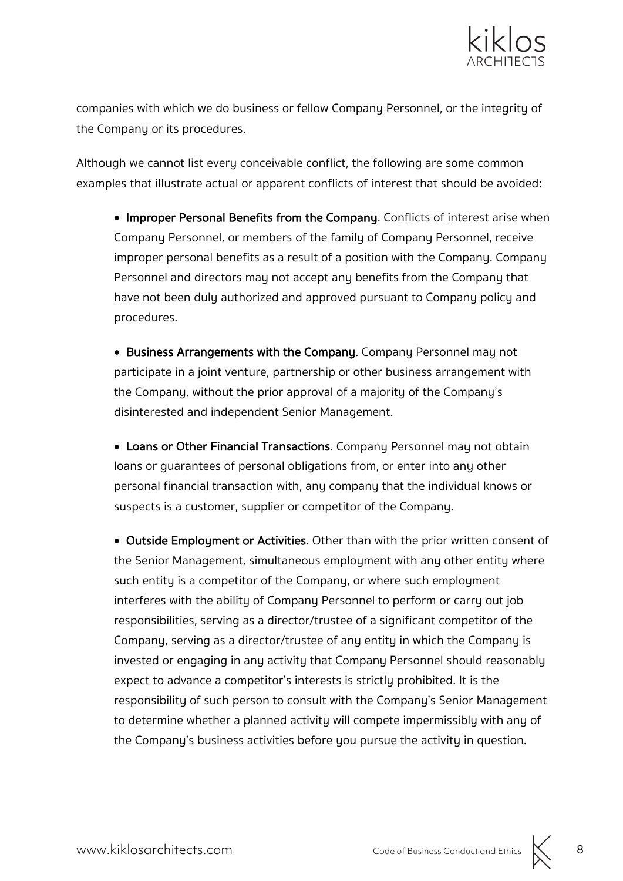companies with which we do business or fellow Company Personnel, or the integrity of the Company or its procedures.

Although we cannot list every conceivable conflict, the following are some common examples that illustrate actual or apparent conflicts of interest that should be avoided:

- **Improper Personal Benefits from the Company**. Conflicts of interest arise when Company Personnel, or members of the family of Company Personnel, receive improper personal benefits as a result of a position with the Company. Company Personnel and directors may not accept any benefits from the Company that have not been duly authorized and approved pursuant to Company policy and procedures.

- **Business Arrangements with the Company**. Company Personnel may not participate in a joint venture, partnership or other business arrangement with the Company, without the prior approval of a majority of the Company's disinterested and independent Senior Management.

- **Loans or Other Financial Transactions**. Company Personnel may not obtain loans or guarantees of personal obligations from, or enter into any other personal financial transaction with, any company that the individual knows or suspects is a customer, supplier or competitor of the Company.

- **Outside Employment or Activities**. Other than with the prior written consent of the Senior Management, simultaneous employment with any other entity where such entity is a competitor of the Company, or where such employment interferes with the ability of Company Personnel to perform or carry out job responsibilities, serving as a director/trustee of a significant competitor of the Company, serving as a director/trustee of any entity in which the Company is invested or engaging in any activity that Company Personnel should reasonably expect to advance a competitor's interests is strictly prohibited. It is the responsibility of such person to consult with the Company's Senior Management to determine whether a planned activity will compete impermissibly with any of the Company's business activities before you pursue the activity in question.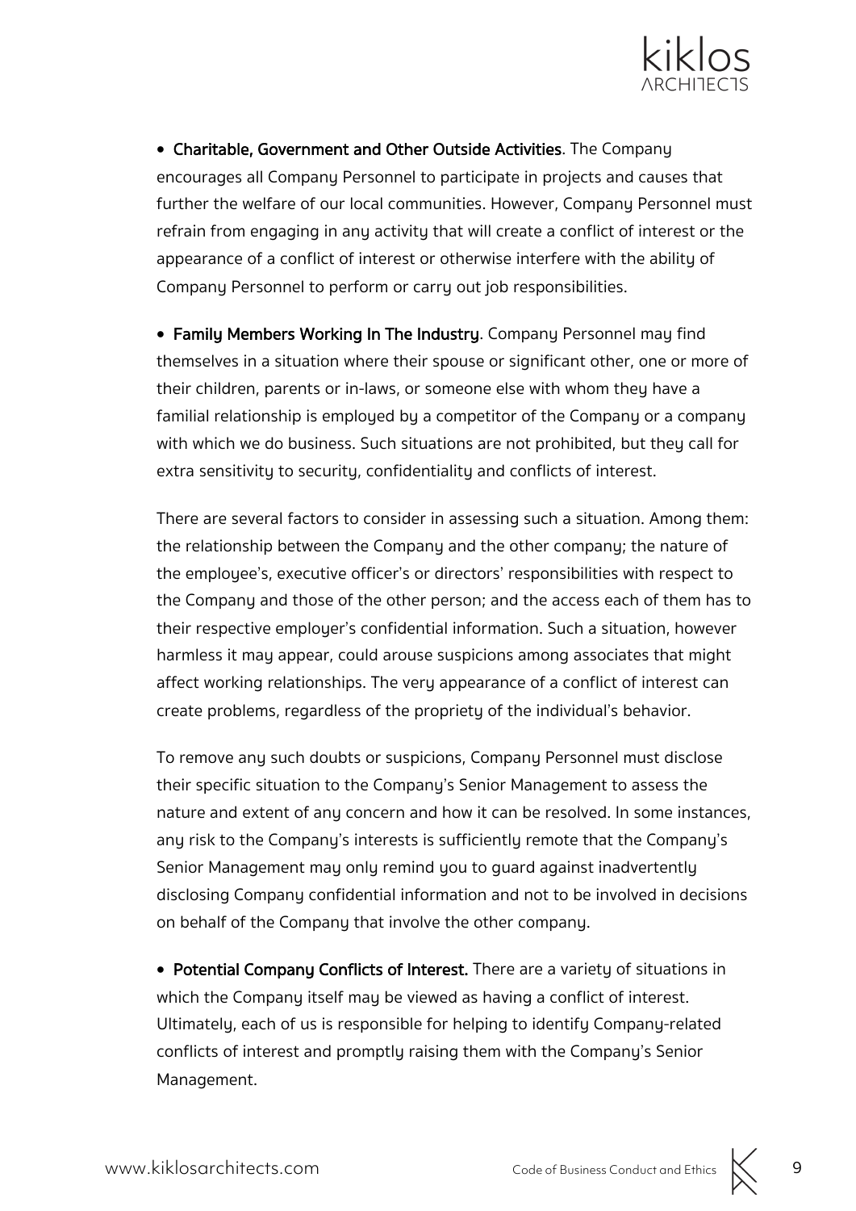- **Charitable, Government and Other Outside Activities**. The Company encourages all Company Personnel to participate in projects and causes that further the welfare of our local communities. However, Company Personnel must refrain from engaging in any activity that will create a conflict of interest or the appearance of a conflict of interest or otherwise interfere with the ability of Company Personnel to perform or carry out job responsibilities.

- **Family Members Working In The Industry**. Company Personnel may find themselves in a situation where their spouse or significant other, one or more of their children, parents or in-laws, or someone else with whom they have a familial relationship is employed by a competitor of the Company or a company with which we do business. Such situations are not prohibited, but they call for extra sensitivity to security, confidentiality and conflicts of interest.

  There are several factors to consider in assessing such a situation. Among them: the relationship between the Company and the other company; the nature of the employee's, executive officer's or directors' responsibilities with respect to the Company and those of the other person; and the access each of them has to their respective employer's confidential information. Such a situation, however harmless it may appear, could arouse suspicions among associates that might affect working relationships. The very appearance of a conflict of interest can create problems, regardless of the propriety of the individual's behavior.

  To remove any such doubts or suspicions, Company Personnel must disclose their specific situation to the Company's Senior Management to assess the nature and extent of any concern and how it can be resolved. In some instances, any risk to the Company's interests is sufficiently remote that the Company's Senior Management may only remind you to guard against inadvertently disclosing Company confidential information and not to be involved in decisions on behalf of the Company that involve the other company.

- **Potential Company Conflicts of Interest.** There are a variety of situations in which the Company itself may be viewed as having a conflict of interest. Ultimately, each of us is responsible for helping to identify Company-related conflicts of interest and promptly raising them with the Company's Senior Management.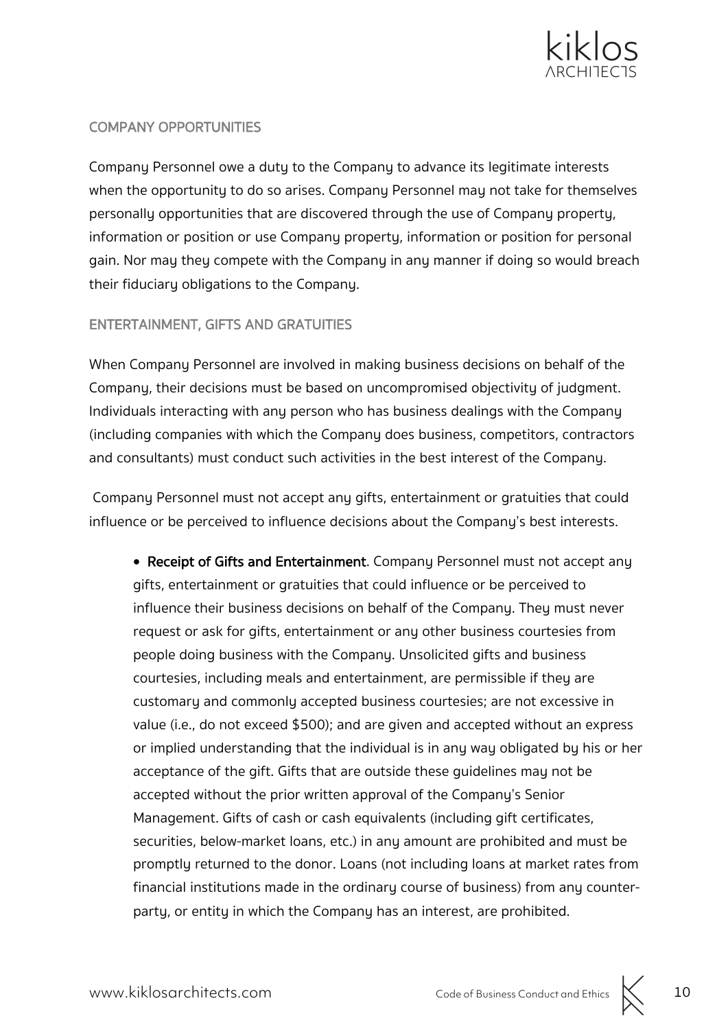## COMPANY OPPORTUNITIES

Company Personnel owe a duty to the Company to advance its legitimate interests when the opportunity to do so arises. Company Personnel may not take for themselves personally opportunities that are discovered through the use of Company property, information or position or use Company property, information or position for personal gain. Nor may they compete with the Company in any manner if doing so would breach their fiduciary obligations to the Company.

## ENTERTAINMENT, GIFTS AND GRATUITIES

When Company Personnel are involved in making business decisions on behalf of the Company, their decisions must be based on uncompromised objectivity of judgment. Individuals interacting with any person who has business dealings with the Company (including companies with which the Company does business, competitors, contractors and consultants) must conduct such activities in the best interest of the Company.

Company Personnel must not accept any gifts, entertainment or gratuities that could influence or be perceived to influence decisions about the Company's best interests.

- **Receipt of Gifts and Entertainment**. Company Personnel must not accept any gifts, entertainment or gratuities that could influence or be perceived to influence their business decisions on behalf of the Company. They must never request or ask for gifts, entertainment or any other business courtesies from people doing business with the Company. Unsolicited gifts and business courtesies, including meals and entertainment, are permissible if they are customary and commonly accepted business courtesies; are not excessive in value (i.e., do not exceed $500); and are given and accepted without an express or implied understanding that the individual is in any way obligated by his or her acceptance of the gift. Gifts that are outside these guidelines may not be accepted without the prior written approval of the Company's Senior Management. Gifts of cash or cash equivalents (including gift certificates, securities, below-market loans, etc.) in any amount are prohibited and must be promptly returned to the donor. Loans (not including loans at market rates from financial institutions made in the ordinary course of business) from any counter-party, or entity in which the Company has an interest, are prohibited.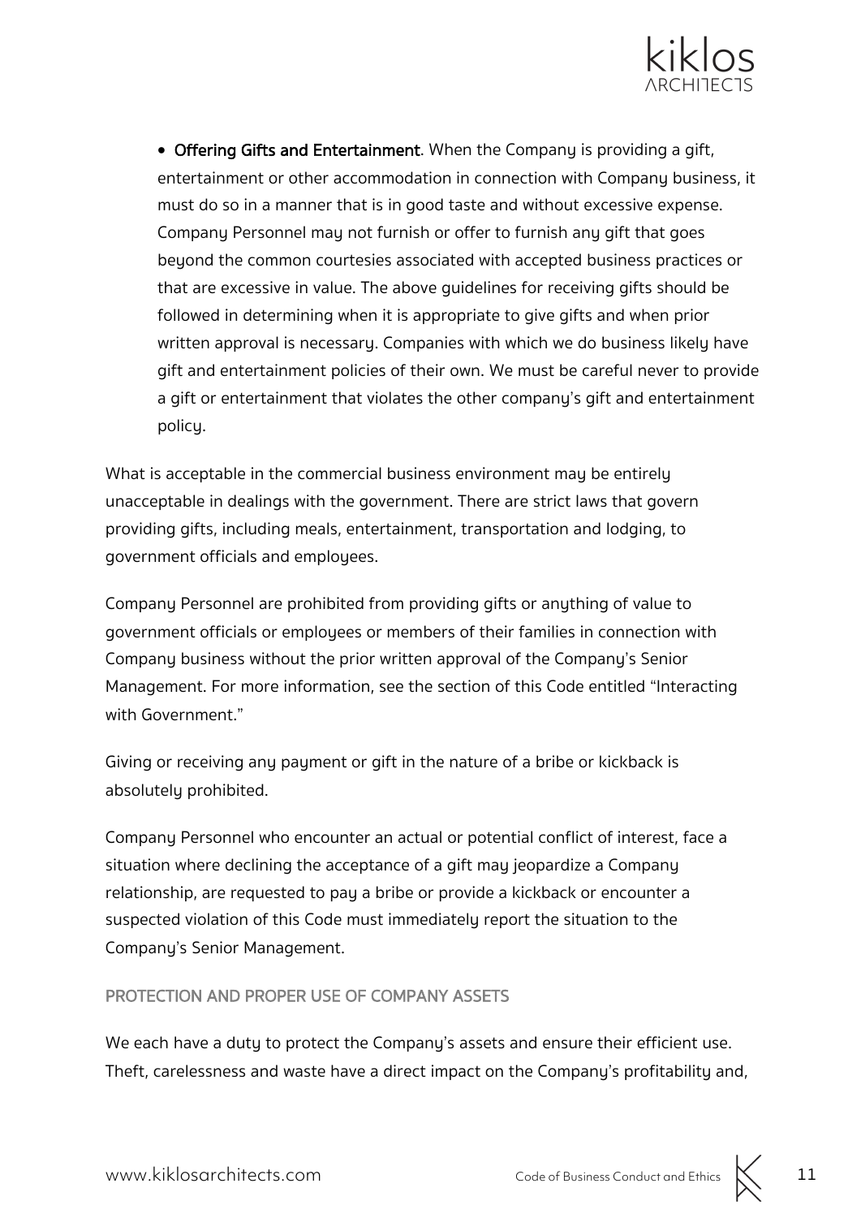- **Offering Gifts and Entertainment**. When the Company is providing a gift, entertainment or other accommodation in connection with Company business, it must do so in a manner that is in good taste and without excessive expense. Company Personnel may not furnish or offer to furnish any gift that goes beyond the common courtesies associated with accepted business practices or that are excessive in value. The above guidelines for receiving gifts should be followed in determining when it is appropriate to give gifts and when prior written approval is necessary. Companies with which we do business likely have gift and entertainment policies of their own. We must be careful never to provide a gift or entertainment that violates the other company's gift and entertainment policy.

What is acceptable in the commercial business environment may be entirely unacceptable in dealings with the government. There are strict laws that govern providing gifts, including meals, entertainment, transportation and lodging, to government officials and employees.

Company Personnel are prohibited from providing gifts or anything of value to government officials or employees or members of their families in connection with Company business without the prior written approval of the Company's Senior Management. For more information, see the section of this Code entitled "Interacting with Government."

Giving or receiving any payment or gift in the nature of a bribe or kickback is absolutely prohibited.

Company Personnel who encounter an actual or potential conflict of interest, face a situation where declining the acceptance of a gift may jeopardize a Company relationship, are requested to pay a bribe or provide a kickback or encounter a suspected violation of this Code must immediately report the situation to the Company's Senior Management.

## PROTECTION AND PROPER USE OF COMPANY ASSETS

We each have a duty to protect the Company's assets and ensure their efficient use. Theft, carelessness and waste have a direct impact on the Company's profitability and,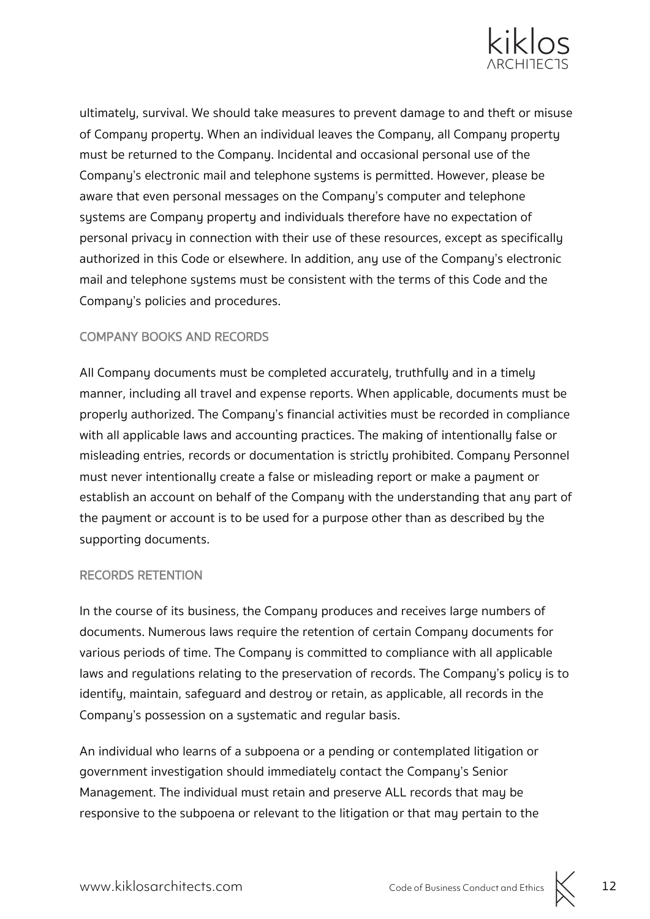ultimately, survival. We should take measures to prevent damage to and theft or misuse of Company property. When an individual leaves the Company, all Company property must be returned to the Company. Incidental and occasional personal use of the Company's electronic mail and telephone systems is permitted. However, please be aware that even personal messages on the Company's computer and telephone systems are Company property and individuals therefore have no expectation of personal privacy in connection with their use of these resources, except as specifically authorized in this Code or elsewhere. In addition, any use of the Company's electronic mail and telephone systems must be consistent with the terms of this Code and the Company's policies and procedures.

### COMPANY BOOKS AND RECORDS

All Company documents must be completed accurately, truthfully and in a timely manner, including all travel and expense reports. When applicable, documents must be properly authorized. The Company's financial activities must be recorded in compliance with all applicable laws and accounting practices. The making of intentionally false or misleading entries, records or documentation is strictly prohibited. Company Personnel must never intentionally create a false or misleading report or make a payment or establish an account on behalf of the Company with the understanding that any part of the payment or account is to be used for a purpose other than as described by the supporting documents.

### RECORDS RETENTION

In the course of its business, the Company produces and receives large numbers of documents. Numerous laws require the retention of certain Company documents for various periods of time. The Company is committed to compliance with all applicable laws and regulations relating to the preservation of records. The Company's policy is to identify, maintain, safeguard and destroy or retain, as applicable, all records in the Company's possession on a systematic and regular basis.

An individual who learns of a subpoena or a pending or contemplated litigation or government investigation should immediately contact the Company's Senior Management. The individual must retain and preserve ALL records that may be responsive to the subpoena or relevant to the litigation or that may pertain to the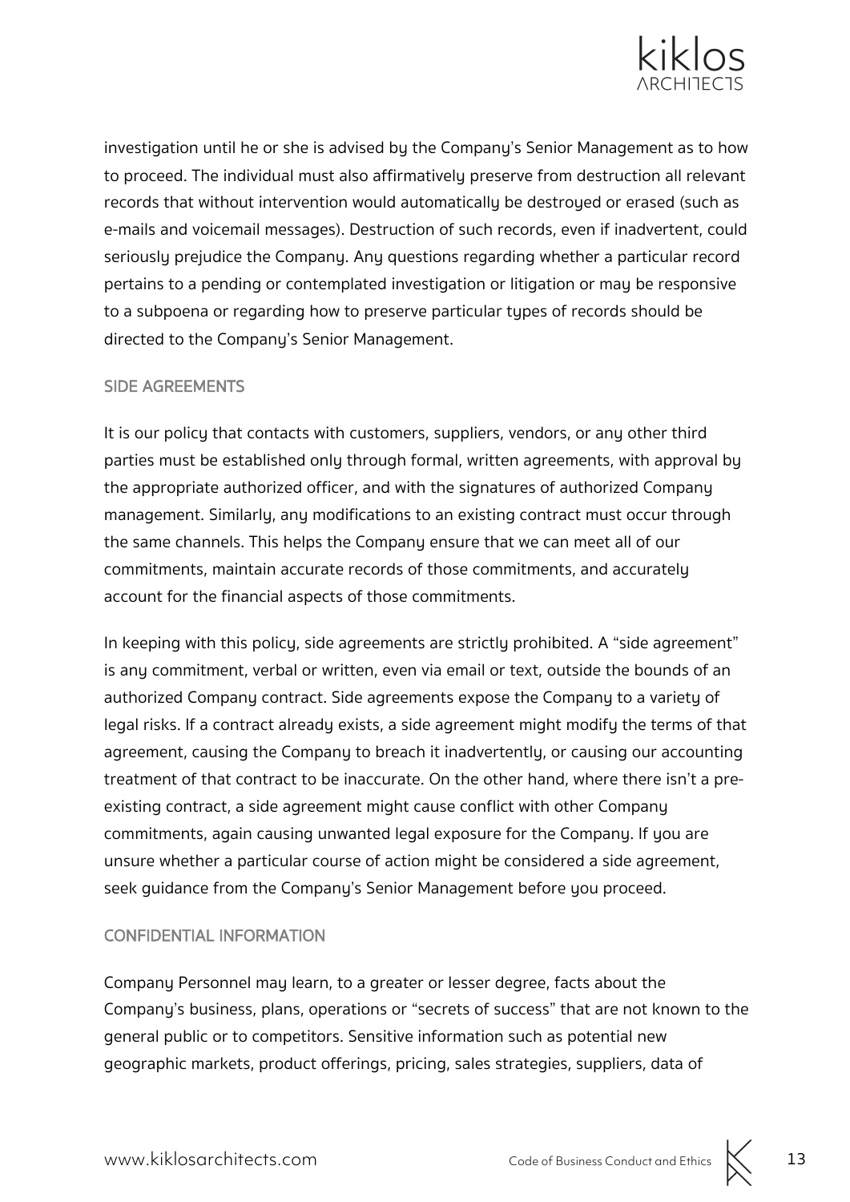investigation until he or she is advised by the Company's Senior Management as to how to proceed. The individual must also affirmatively preserve from destruction all relevant records that without intervention would automatically be destroyed or erased (such as e-mails and voicemail messages). Destruction of such records, even if inadvertent, could seriously prejudice the Company. Any questions regarding whether a particular record pertains to a pending or contemplated investigation or litigation or may be responsive to a subpoena or regarding how to preserve particular types of records should be directed to the Company's Senior Management.

## SIDE AGREEMENTS

It is our policy that contacts with customers, suppliers, vendors, or any other third parties must be established only through formal, written agreements, with approval by the appropriate authorized officer, and with the signatures of authorized Company management. Similarly, any modifications to an existing contract must occur through the same channels. This helps the Company ensure that we can meet all of our commitments, maintain accurate records of those commitments, and accurately account for the financial aspects of those commitments.

In keeping with this policy, side agreements are strictly prohibited. A "side agreement" is any commitment, verbal or written, even via email or text, outside the bounds of an authorized Company contract. Side agreements expose the Company to a variety of legal risks. If a contract already exists, a side agreement might modify the terms of that agreement, causing the Company to breach it inadvertently, or causing our accounting treatment of that contract to be inaccurate. On the other hand, where there isn't a pre-existing contract, a side agreement might cause conflict with other Company commitments, again causing unwanted legal exposure for the Company. If you are unsure whether a particular course of action might be considered a side agreement, seek guidance from the Company's Senior Management before you proceed.

## CONFIDENTIAL INFORMATION

Company Personnel may learn, to a greater or lesser degree, facts about the Company's business, plans, operations or "secrets of success" that are not known to the general public or to competitors. Sensitive information such as potential new geographic markets, product offerings, pricing, sales strategies, suppliers, data of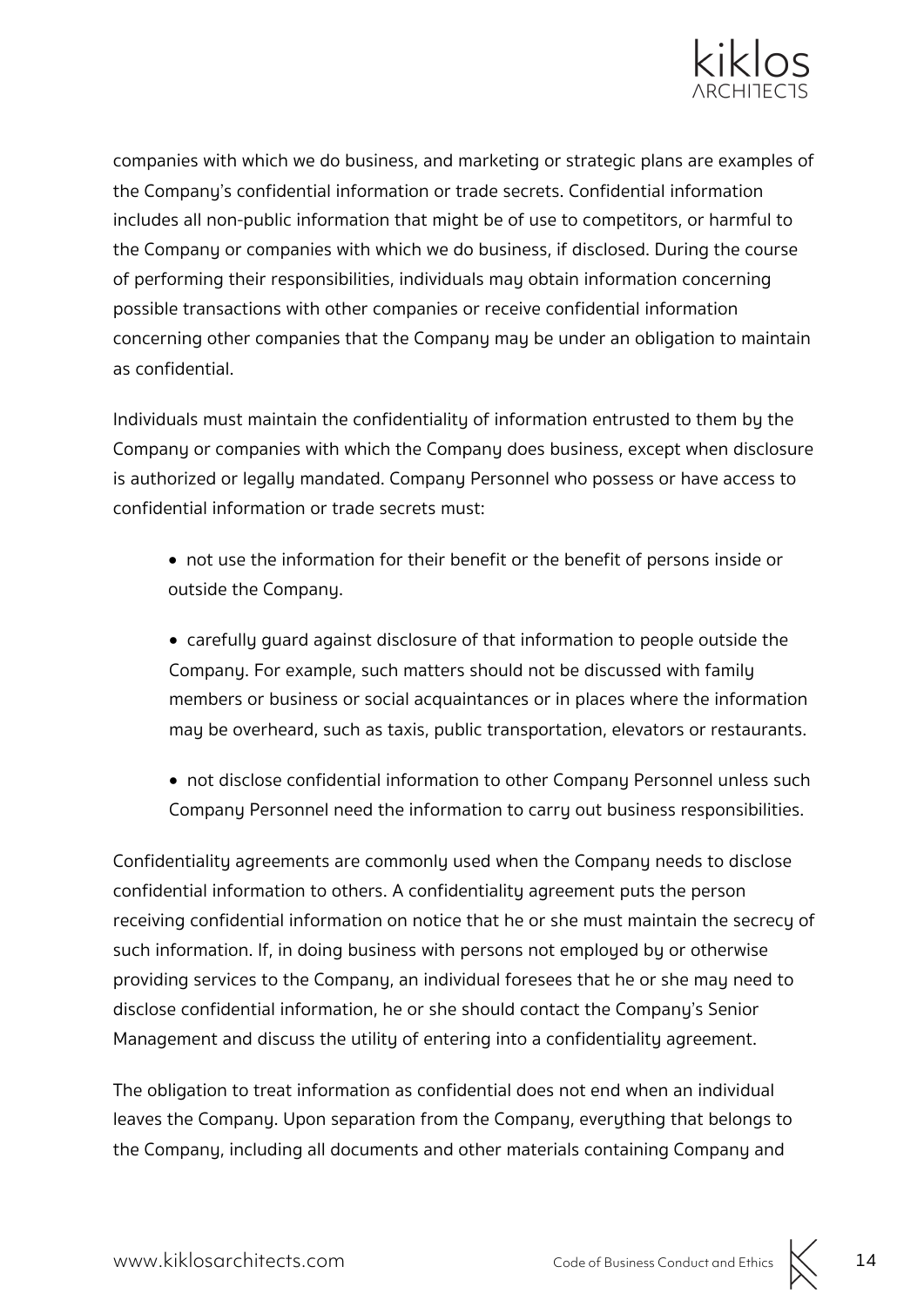companies with which we do business, and marketing or strategic plans are examples of the Company's confidential information or trade secrets. Confidential information includes all non-public information that might be of use to competitors, or harmful to the Company or companies with which we do business, if disclosed. During the course of performing their responsibilities, individuals may obtain information concerning possible transactions with other companies or receive confidential information concerning other companies that the Company may be under an obligation to maintain as confidential.

Individuals must maintain the confidentiality of information entrusted to them by the Company or companies with which the Company does business, except when disclosure is authorized or legally mandated. Company Personnel who possess or have access to confidential information or trade secrets must:

- not use the information for their benefit or the benefit of persons inside or outside the Company.
- carefully guard against disclosure of that information to people outside the Company. For example, such matters should not be discussed with family members or business or social acquaintances or in places where the information may be overheard, such as taxis, public transportation, elevators or restaurants.
- not disclose confidential information to other Company Personnel unless such Company Personnel need the information to carry out business responsibilities.

Confidentiality agreements are commonly used when the Company needs to disclose confidential information to others. A confidentiality agreement puts the person receiving confidential information on notice that he or she must maintain the secrecy of such information. If, in doing business with persons not employed by or otherwise providing services to the Company, an individual foresees that he or she may need to disclose confidential information, he or she should contact the Company's Senior Management and discuss the utility of entering into a confidentiality agreement.

The obligation to treat information as confidential does not end when an individual leaves the Company. Upon separation from the Company, everything that belongs to the Company, including all documents and other materials containing Company and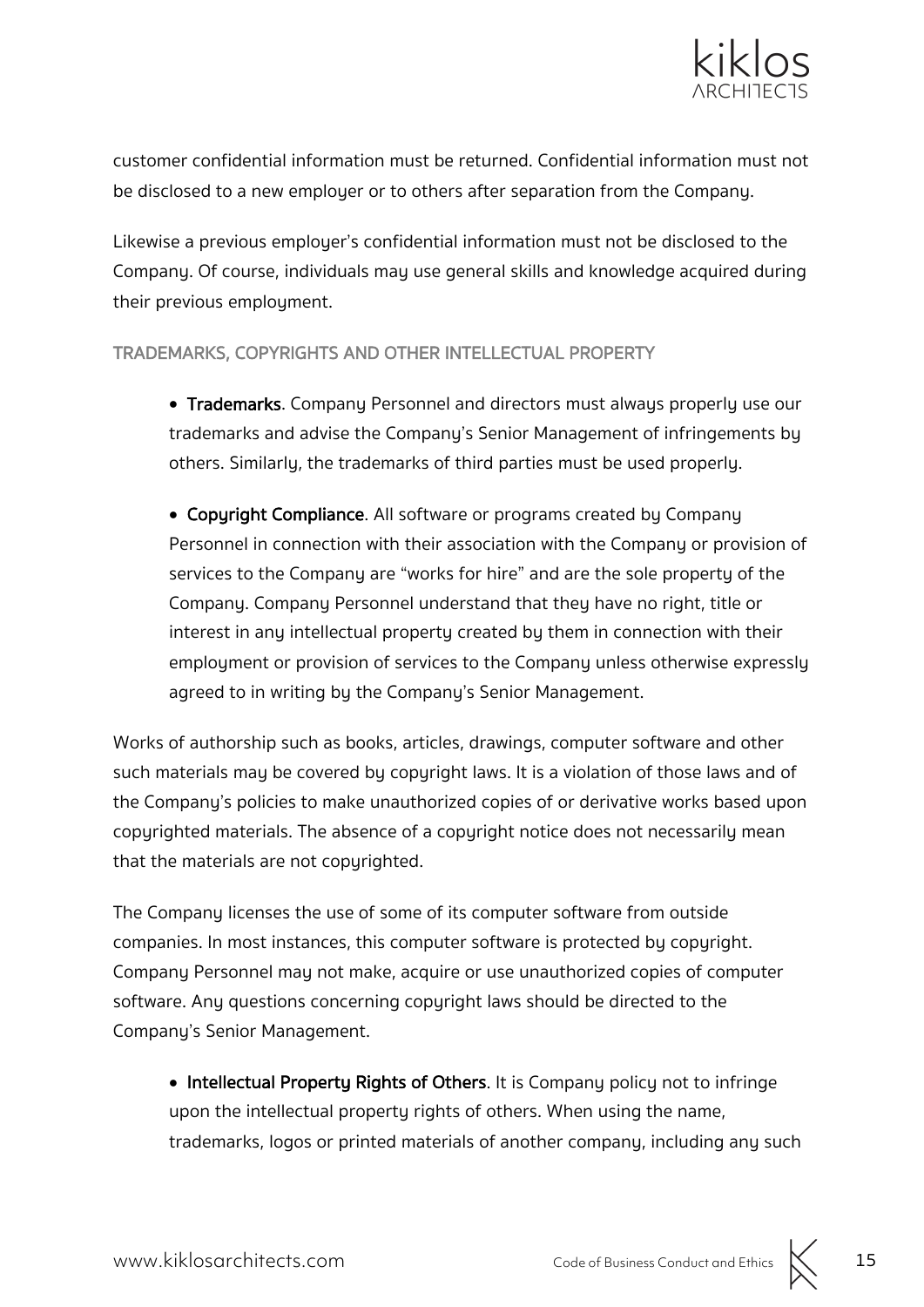customer confidential information must be returned. Confidential information must not be disclosed to a new employer or to others after separation from the Company.

Likewise a previous employer's confidential information must not be disclosed to the Company. Of course, individuals may use general skills and knowledge acquired during their previous employment.

### TRADEMARKS, COPYRIGHTS AND OTHER INTELLECTUAL PROPERTY

- **Trademarks**. Company Personnel and directors must always properly use our trademarks and advise the Company's Senior Management of infringements by others. Similarly, the trademarks of third parties must be used properly.

- **Copyright Compliance**. All software or programs created by Company Personnel in connection with their association with the Company or provision of services to the Company are "works for hire" and are the sole property of the Company. Company Personnel understand that they have no right, title or interest in any intellectual property created by them in connection with their employment or provision of services to the Company unless otherwise expressly agreed to in writing by the Company's Senior Management.

Works of authorship such as books, articles, drawings, computer software and other such materials may be covered by copyright laws. It is a violation of those laws and of the Company's policies to make unauthorized copies of or derivative works based upon copyrighted materials. The absence of a copyright notice does not necessarily mean that the materials are not copyrighted.

The Company licenses the use of some of its computer software from outside companies. In most instances, this computer software is protected by copyright. Company Personnel may not make, acquire or use unauthorized copies of computer software. Any questions concerning copyright laws should be directed to the Company's Senior Management.

- **Intellectual Property Rights of Others**. It is Company policy not to infringe upon the intellectual property rights of others. When using the name, trademarks, logos or printed materials of another company, including any such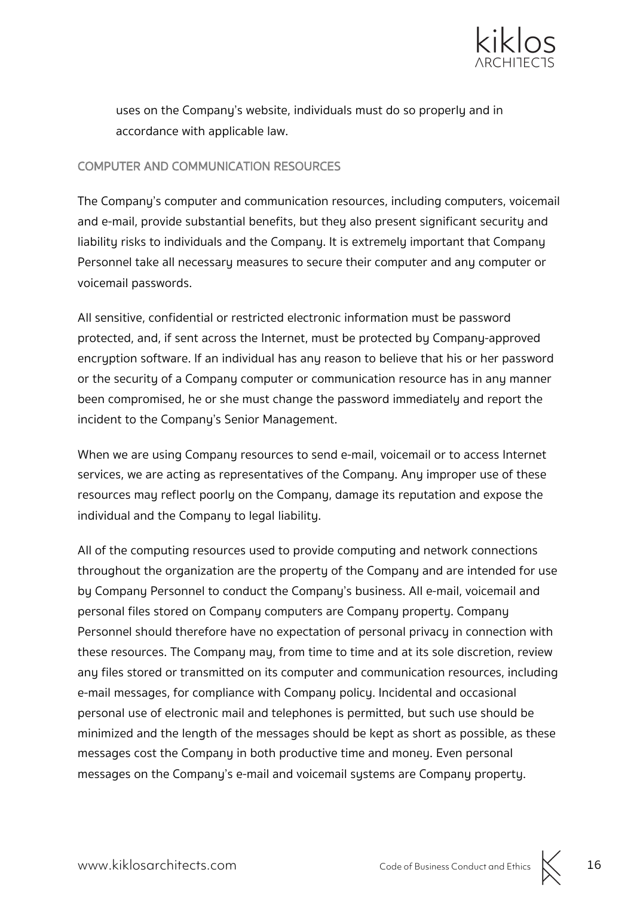uses on the Company's website, individuals must do so properly and in accordance with applicable law.

## COMPUTER AND COMMUNICATION RESOURCES

The Company's computer and communication resources, including computers, voicemail and e-mail, provide substantial benefits, but they also present significant security and liability risks to individuals and the Company. It is extremely important that Company Personnel take all necessary measures to secure their computer and any computer or voicemail passwords.

All sensitive, confidential or restricted electronic information must be password protected, and, if sent across the Internet, must be protected by Company-approved encryption software. If an individual has any reason to believe that his or her password or the security of a Company computer or communication resource has in any manner been compromised, he or she must change the password immediately and report the incident to the Company's Senior Management.

When we are using Company resources to send e-mail, voicemail or to access Internet services, we are acting as representatives of the Company. Any improper use of these resources may reflect poorly on the Company, damage its reputation and expose the individual and the Company to legal liability.

All of the computing resources used to provide computing and network connections throughout the organization are the property of the Company and are intended for use by Company Personnel to conduct the Company's business. All e-mail, voicemail and personal files stored on Company computers are Company property. Company Personnel should therefore have no expectation of personal privacy in connection with these resources. The Company may, from time to time and at its sole discretion, review any files stored or transmitted on its computer and communication resources, including e-mail messages, for compliance with Company policy. Incidental and occasional personal use of electronic mail and telephones is permitted, but such use should be minimized and the length of the messages should be kept as short as possible, as these messages cost the Company in both productive time and money. Even personal messages on the Company's e-mail and voicemail systems are Company property.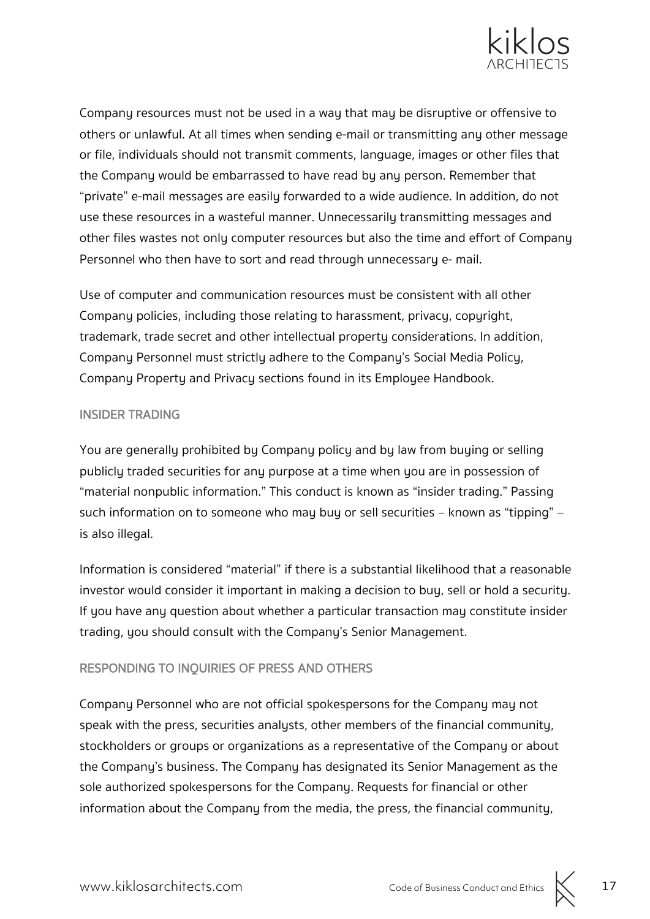Company resources must not be used in a way that may be disruptive or offensive to others or unlawful. At all times when sending e-mail or transmitting any other message or file, individuals should not transmit comments, language, images or other files that the Company would be embarrassed to have read by any person. Remember that "private" e-mail messages are easily forwarded to a wide audience. In addition, do not use these resources in a wasteful manner. Unnecessarily transmitting messages and other files wastes not only computer resources but also the time and effort of Company Personnel who then have to sort and read through unnecessary e- mail.

Use of computer and communication resources must be consistent with all other Company policies, including those relating to harassment, privacy, copyright, trademark, trade secret and other intellectual property considerations. In addition, Company Personnel must strictly adhere to the Company's Social Media Policy, Company Property and Privacy sections found in its Employee Handbook.

## INSIDER TRADING

You are generally prohibited by Company policy and by law from buying or selling publicly traded securities for any purpose at a time when you are in possession of "material nonpublic information." This conduct is known as "insider trading." Passing such information on to someone who may buy or sell securities – known as "tipping" – is also illegal.

Information is considered "material" if there is a substantial likelihood that a reasonable investor would consider it important in making a decision to buy, sell or hold a security. If you have any question about whether a particular transaction may constitute insider trading, you should consult with the Company's Senior Management.

## RESPONDING TO INQUIRIES OF PRESS AND OTHERS

Company Personnel who are not official spokespersons for the Company may not speak with the press, securities analysts, other members of the financial community, stockholders or groups or organizations as a representative of the Company or about the Company's business. The Company has designated its Senior Management as the sole authorized spokespersons for the Company. Requests for financial or other information about the Company from the media, the press, the financial community,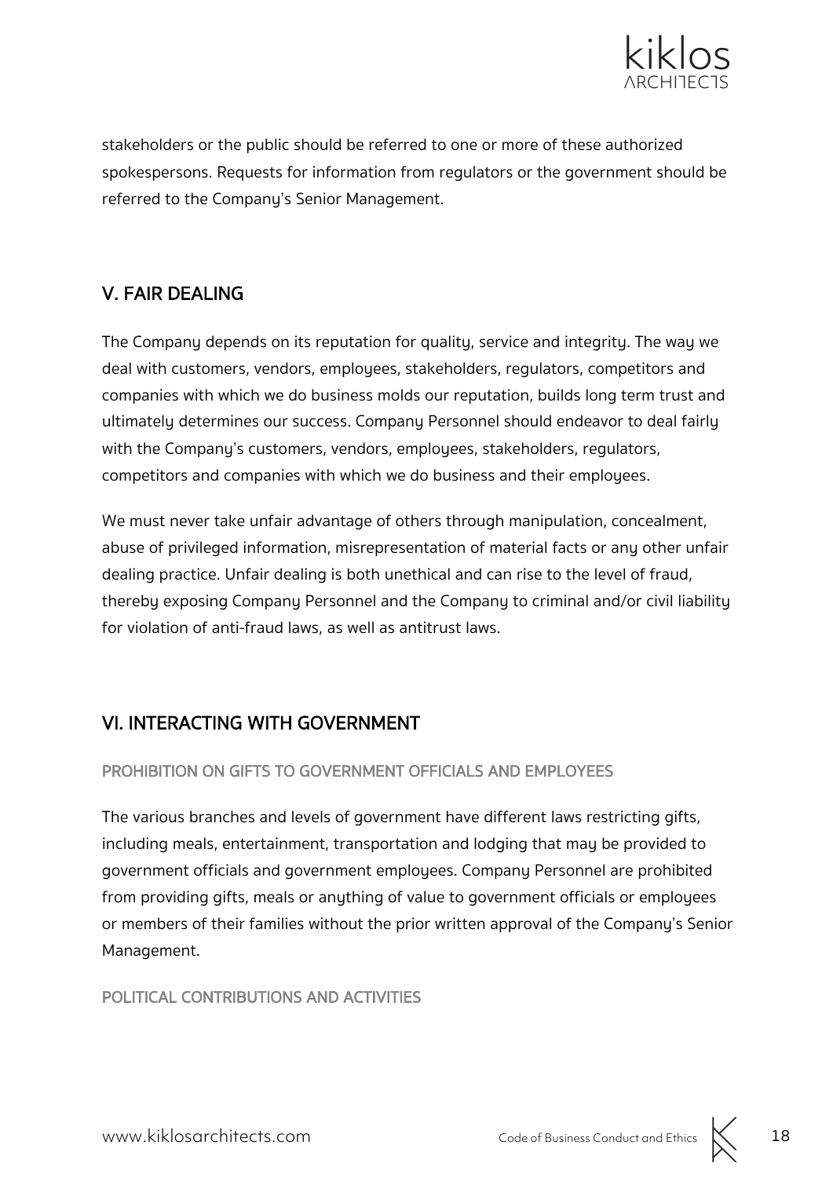stakeholders or the public should be referred to one or more of these authorized spokespersons. Requests for information from regulators or the government should be referred to the Company's Senior Management.

## V. FAIR DEALING

The Company depends on its reputation for quality, service and integrity. The way we deal with customers, vendors, employees, stakeholders, regulators, competitors and companies with which we do business molds our reputation, builds long term trust and ultimately determines our success. Company Personnel should endeavor to deal fairly with the Company's customers, vendors, employees, stakeholders, regulators, competitors and companies with which we do business and their employees.

We must never take unfair advantage of others through manipulation, concealment, abuse of privileged information, misrepresentation of material facts or any other unfair dealing practice. Unfair dealing is both unethical and can rise to the level of fraud, thereby exposing Company Personnel and the Company to criminal and/or civil liability for violation of anti-fraud laws, as well as antitrust laws.

## VI. INTERACTING WITH GOVERNMENT

### PROHIBITION ON GIFTS TO GOVERNMENT OFFICIALS AND EMPLOYEES

The various branches and levels of government have different laws restricting gifts, including meals, entertainment, transportation and lodging that may be provided to government officials and government employees. Company Personnel are prohibited from providing gifts, meals or anything of value to government officials or employees or members of their families without the prior written approval of the Company's Senior Management.

### POLITICAL CONTRIBUTIONS AND ACTIVITIES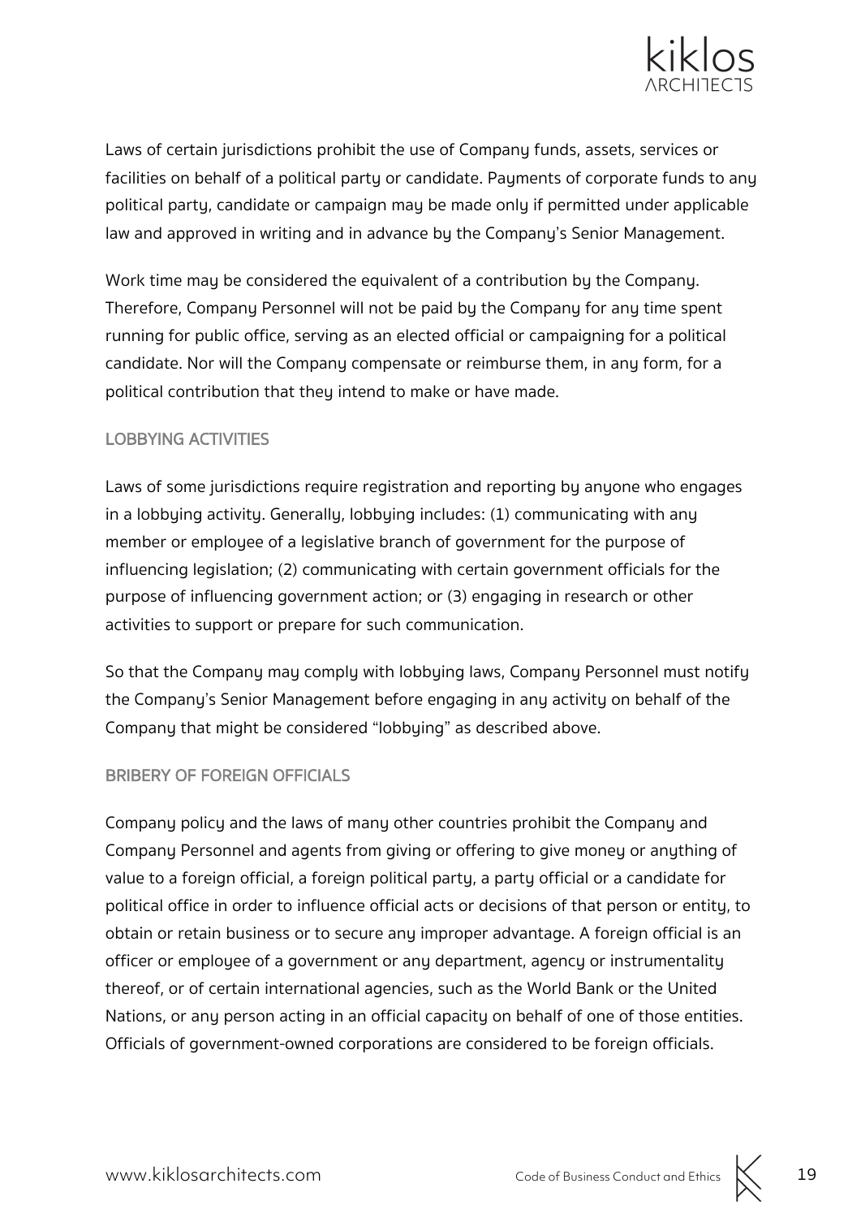Laws of certain jurisdictions prohibit the use of Company funds, assets, services or facilities on behalf of a political party or candidate. Payments of corporate funds to any political party, candidate or campaign may be made only if permitted under applicable law and approved in writing and in advance by the Company's Senior Management.

Work time may be considered the equivalent of a contribution by the Company. Therefore, Company Personnel will not be paid by the Company for any time spent running for public office, serving as an elected official or campaigning for a political candidate. Nor will the Company compensate or reimburse them, in any form, for a political contribution that they intend to make or have made.

### LOBBYING ACTIVITIES

Laws of some jurisdictions require registration and reporting by anyone who engages in a lobbying activity. Generally, lobbying includes: (1) communicating with any member or employee of a legislative branch of government for the purpose of influencing legislation; (2) communicating with certain government officials for the purpose of influencing government action; or (3) engaging in research or other activities to support or prepare for such communication.

So that the Company may comply with lobbying laws, Company Personnel must notify the Company's Senior Management before engaging in any activity on behalf of the Company that might be considered "lobbying" as described above.

### BRIBERY OF FOREIGN OFFICIALS

Company policy and the laws of many other countries prohibit the Company and Company Personnel and agents from giving or offering to give money or anything of value to a foreign official, a foreign political party, a party official or a candidate for political office in order to influence official acts or decisions of that person or entity, to obtain or retain business or to secure any improper advantage. A foreign official is an officer or employee of a government or any department, agency or instrumentality thereof, or of certain international agencies, such as the World Bank or the United Nations, or any person acting in an official capacity on behalf of one of those entities. Officials of government-owned corporations are considered to be foreign officials.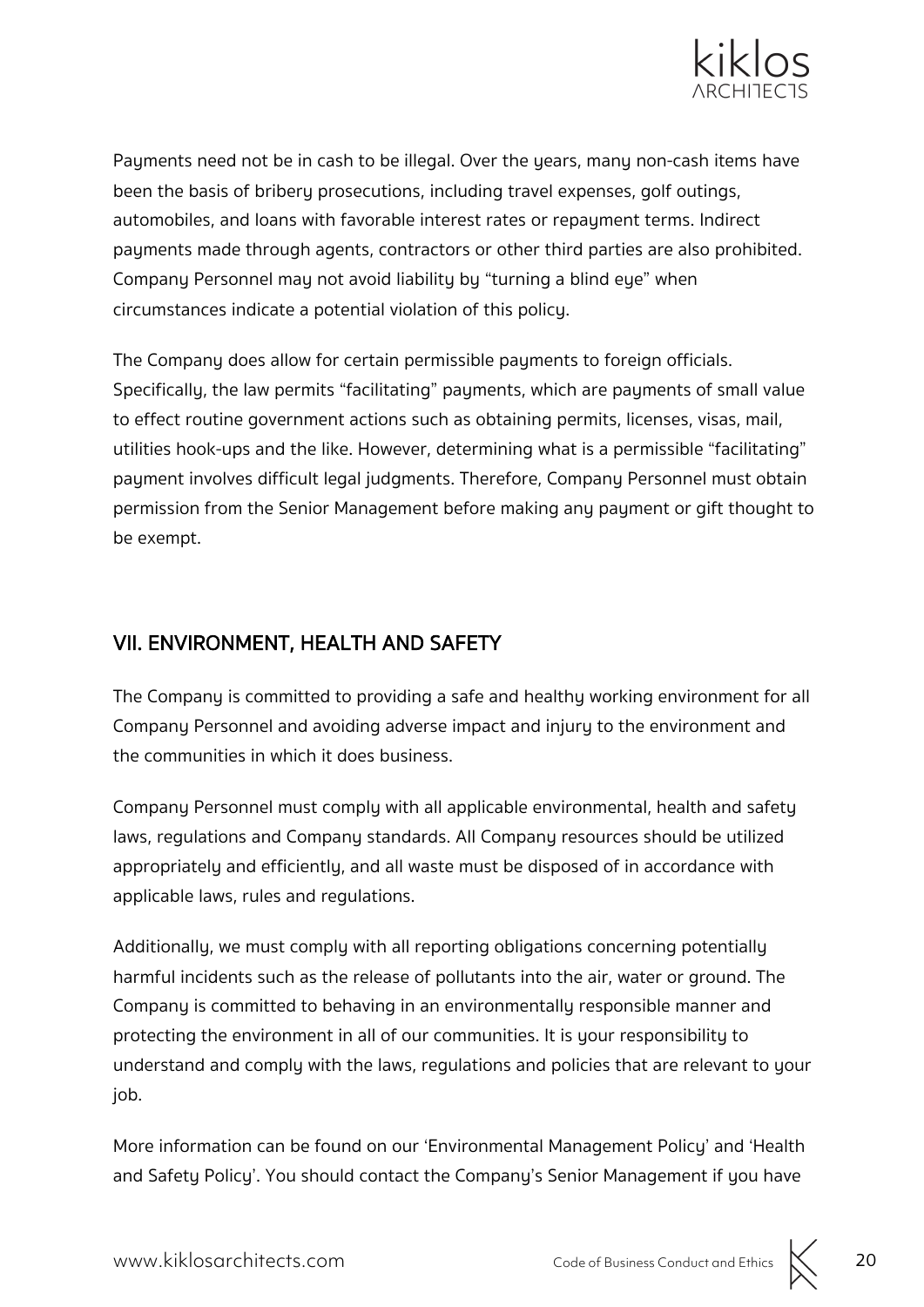Payments need not be in cash to be illegal. Over the years, many non-cash items have been the basis of bribery prosecutions, including travel expenses, golf outings, automobiles, and loans with favorable interest rates or repayment terms. Indirect payments made through agents, contractors or other third parties are also prohibited. Company Personnel may not avoid liability by "turning a blind eye" when circumstances indicate a potential violation of this policy.

The Company does allow for certain permissible payments to foreign officials. Specifically, the law permits "facilitating" payments, which are payments of small value to effect routine government actions such as obtaining permits, licenses, visas, mail, utilities hook-ups and the like. However, determining what is a permissible "facilitating" payment involves difficult legal judgments. Therefore, Company Personnel must obtain permission from the Senior Management before making any payment or gift thought to be exempt.

## VII. ENVIRONMENT, HEALTH AND SAFETY

The Company is committed to providing a safe and healthy working environment for all Company Personnel and avoiding adverse impact and injury to the environment and the communities in which it does business.

Company Personnel must comply with all applicable environmental, health and safety laws, regulations and Company standards. All Company resources should be utilized appropriately and efficiently, and all waste must be disposed of in accordance with applicable laws, rules and regulations.

Additionally, we must comply with all reporting obligations concerning potentially harmful incidents such as the release of pollutants into the air, water or ground. The Company is committed to behaving in an environmentally responsible manner and protecting the environment in all of our communities. It is your responsibility to understand and comply with the laws, regulations and policies that are relevant to your job.

More information can be found on our 'Environmental Management Policy' and 'Health and Safety Policy'. You should contact the Company's Senior Management if you have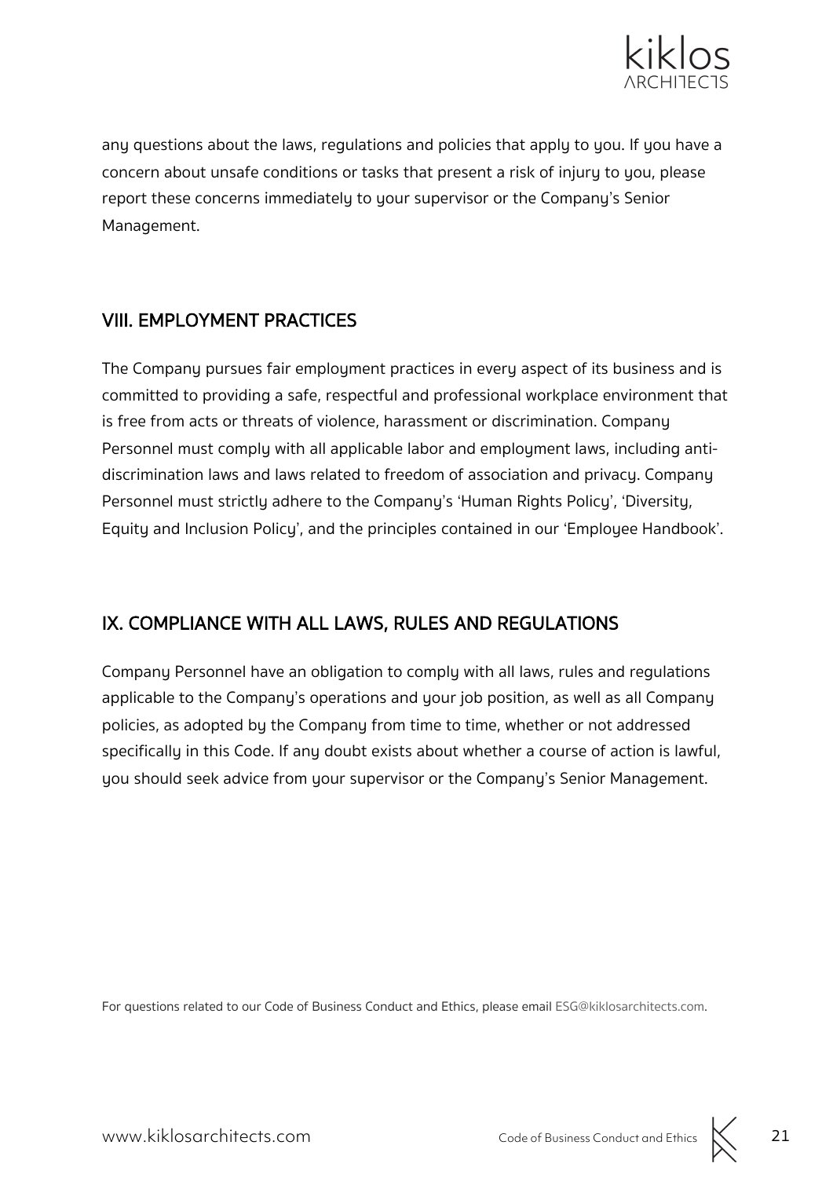any questions about the laws, regulations and policies that apply to you. If you have a concern about unsafe conditions or tasks that present a risk of injury to you, please report these concerns immediately to your supervisor or the Company's Senior Management.

## VIII. EMPLOYMENT PRACTICES

The Company pursues fair employment practices in every aspect of its business and is committed to providing a safe, respectful and professional workplace environment that is free from acts or threats of violence, harassment or discrimination. Company Personnel must comply with all applicable labor and employment laws, including anti-discrimination laws and laws related to freedom of association and privacy. Company Personnel must strictly adhere to the Company's 'Human Rights Policy', 'Diversity, Equity and Inclusion Policy', and the principles contained in our 'Employee Handbook'.

## IX. COMPLIANCE WITH ALL LAWS, RULES AND REGULATIONS

Company Personnel have an obligation to comply with all laws, rules and regulations applicable to the Company's operations and your job position, as well as all Company policies, as adopted by the Company from time to time, whether or not addressed specifically in this Code. If any doubt exists about whether a course of action is lawful, you should seek advice from your supervisor or the Company's Senior Management.

For questions related to our Code of Business Conduct and Ethics, please email ESG@kiklosarchitects.com.